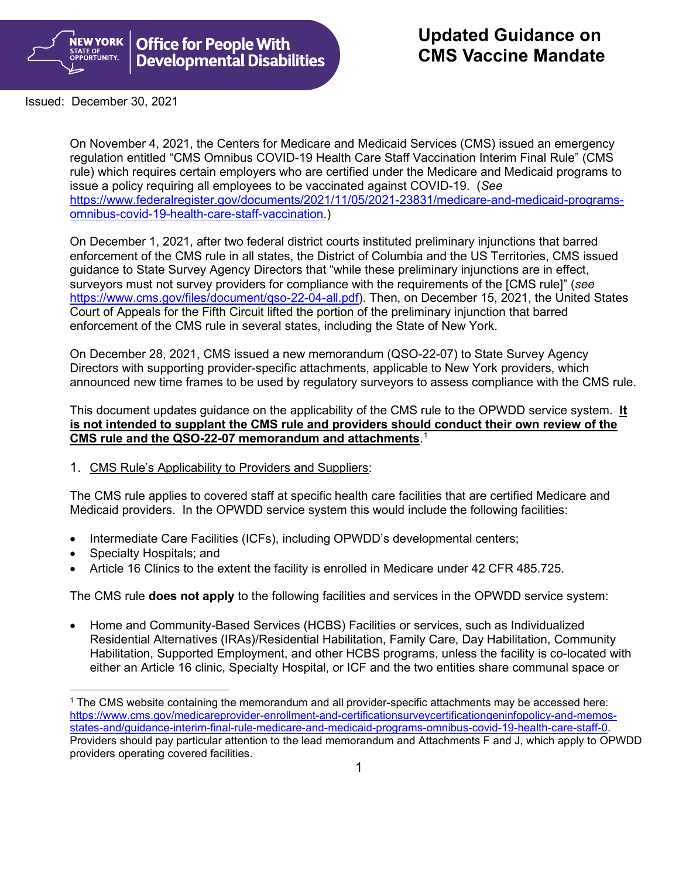New York State of Opportunity. Office for People With Developmental Disabilities

# Updated Guidance on CMS Vaccine Mandate

Issued: December 30, 2021

On November 4, 2021, the Centers for Medicare and Medicaid Services (CMS) issued an emergency regulation entitled "CMS Omnibus COVID-19 Health Care Staff Vaccination Interim Final Rule" (CMS rule) which requires certain employers who are certified under the Medicare and Medicaid programs to issue a policy requiring all employees to be vaccinated against COVID-19. (*See* https://www.federalregister.gov/documents/2021/11/05/2021-23831/medicare-and-medicaid-programs-omnibus-covid-19-health-care-staff-vaccination.)

On December 1, 2021, after two federal district courts instituted preliminary injunctions that barred enforcement of the CMS rule in all states, the District of Columbia and the US Territories, CMS issued guidance to State Survey Agency Directors that "while these preliminary injunctions are in effect, surveyors must not survey providers for compliance with the requirements of the [CMS rule]" (*see* https://www.cms.gov/files/document/qso-22-04-all.pdf). Then, on December 15, 2021, the United States Court of Appeals for the Fifth Circuit lifted the portion of the preliminary injunction that barred enforcement of the CMS rule in several states, including the State of New York.

On December 28, 2021, CMS issued a new memorandum (QSO-22-07) to State Survey Agency Directors with supporting provider-specific attachments, applicable to New York providers, which announced new time frames to be used by regulatory surveyors to assess compliance with the CMS rule.

This document updates guidance on the applicability of the CMS rule to the OPWDD service system. **It is not intended to supplant the CMS rule and providers should conduct their own review of the CMS rule and the QSO-22-07 memorandum and attachments**.[1]

1. CMS Rule's Applicability to Providers and Suppliers:

The CMS rule applies to covered staff at specific health care facilities that are certified Medicare and Medicaid providers. In the OPWDD service system this would include the following facilities:

- Intermediate Care Facilities (ICFs), including OPWDD's developmental centers;
- Specialty Hospitals; and
- Article 16 Clinics to the extent the facility is enrolled in Medicare under 42 CFR 485.725.

The CMS rule **does not apply** to the following facilities and services in the OPWDD service system:

- Home and Community-Based Services (HCBS) Facilities or services, such as Individualized Residential Alternatives (IRAs)/Residential Habilitation, Family Care, Day Habilitation, Community Habilitation, Supported Employment, and other HCBS programs, unless the facility is co-located with either an Article 16 clinic, Specialty Hospital, or ICF and the two entities share communal space or

[1] The CMS website containing the memorandum and all provider-specific attachments may be accessed here: https://www.cms.gov/medicareprovider-enrollment-and-certificationsurveycertificationgeninfopolicy-and-memos-states-and/guidance-interim-final-rule-medicare-and-medicaid-programs-omnibus-covid-19-health-care-staff-0. Providers should pay particular attention to the lead memorandum and Attachments F and J, which apply to OPWDD providers operating covered facilities.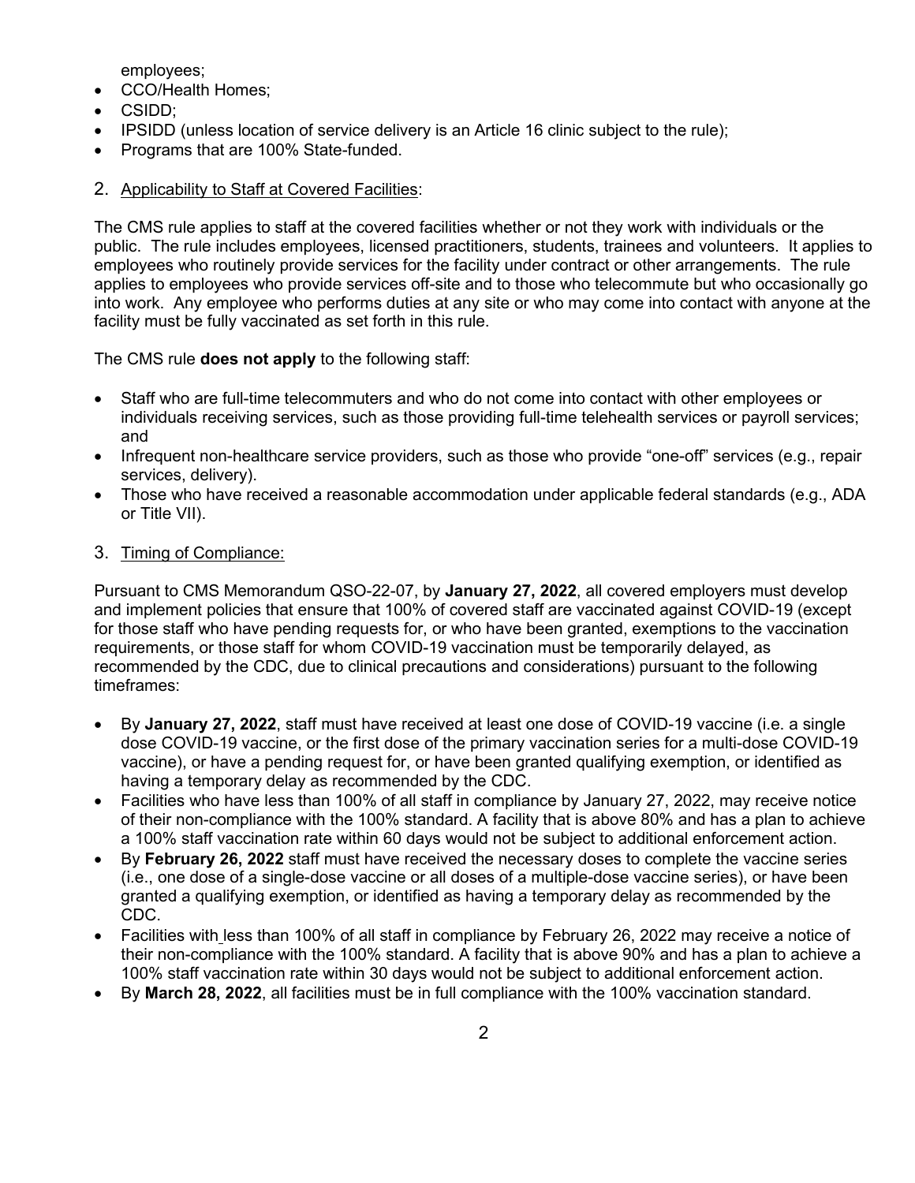employees;

- CCO/Health Homes;
- CSIDD;
- IPSIDD (unless location of service delivery is an Article 16 clinic subject to the rule);
- Programs that are 100% State-funded.

2. Applicability to Staff at Covered Facilities:

The CMS rule applies to staff at the covered facilities whether or not they work with individuals or the public. The rule includes employees, licensed practitioners, students, trainees and volunteers. It applies to employees who routinely provide services for the facility under contract or other arrangements. The rule applies to employees who provide services off-site and to those who telecommute but who occasionally go into work. Any employee who performs duties at any site or who may come into contact with anyone at the facility must be fully vaccinated as set forth in this rule.

The CMS rule **does not apply** to the following staff:

- Staff who are full-time telecommuters and who do not come into contact with other employees or individuals receiving services, such as those providing full-time telehealth services or payroll services; and
- Infrequent non-healthcare service providers, such as those who provide "one-off" services (e.g., repair services, delivery).
- Those who have received a reasonable accommodation under applicable federal standards (e.g., ADA or Title VII).

3. Timing of Compliance:

Pursuant to CMS Memorandum QSO-22-07, by **January 27, 2022**, all covered employers must develop and implement policies that ensure that 100% of covered staff are vaccinated against COVID-19 (except for those staff who have pending requests for, or who have been granted, exemptions to the vaccination requirements, or those staff for whom COVID-19 vaccination must be temporarily delayed, as recommended by the CDC, due to clinical precautions and considerations) pursuant to the following timeframes:

- By **January 27, 2022**, staff must have received at least one dose of COVID-19 vaccine (i.e. a single dose COVID-19 vaccine, or the first dose of the primary vaccination series for a multi-dose COVID-19 vaccine), or have a pending request for, or have been granted qualifying exemption, or identified as having a temporary delay as recommended by the CDC.
- Facilities who have less than 100% of all staff in compliance by January 27, 2022, may receive notice of their non-compliance with the 100% standard. A facility that is above 80% and has a plan to achieve a 100% staff vaccination rate within 60 days would not be subject to additional enforcement action.
- By **February 26, 2022** staff must have received the necessary doses to complete the vaccine series (i.e., one dose of a single-dose vaccine or all doses of a multiple-dose vaccine series), or have been granted a qualifying exemption, or identified as having a temporary delay as recommended by the CDC.
- Facilities with less than 100% of all staff in compliance by February 26, 2022 may receive a notice of their non-compliance with the 100% standard. A facility that is above 90% and has a plan to achieve a 100% staff vaccination rate within 30 days would not be subject to additional enforcement action.
- By **March 28, 2022**, all facilities must be in full compliance with the 100% vaccination standard.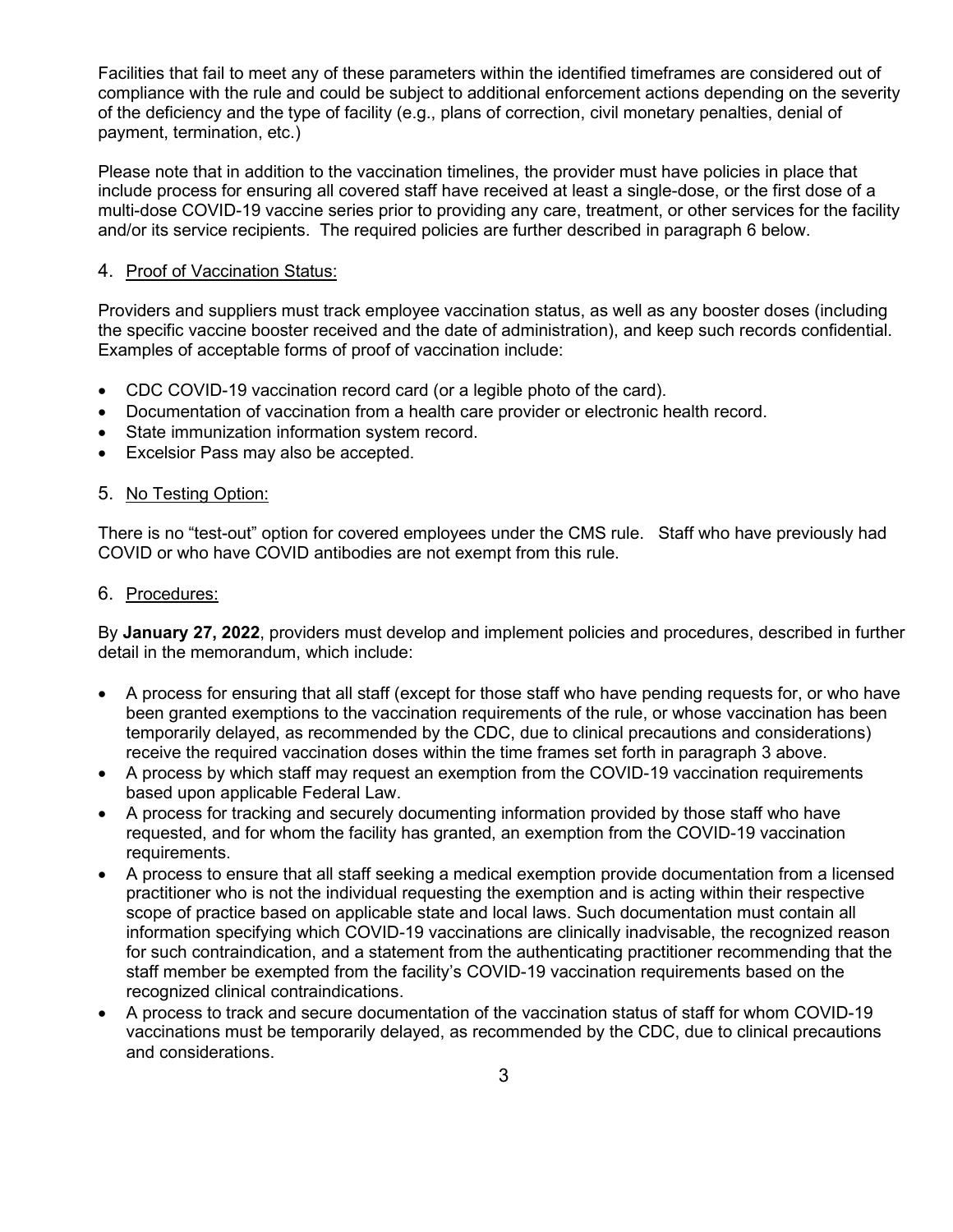Facilities that fail to meet any of these parameters within the identified timeframes are considered out of compliance with the rule and could be subject to additional enforcement actions depending on the severity of the deficiency and the type of facility (e.g., plans of correction, civil monetary penalties, denial of payment, termination, etc.)

Please note that in addition to the vaccination timelines, the provider must have policies in place that include process for ensuring all covered staff have received at least a single-dose, or the first dose of a multi-dose COVID-19 vaccine series prior to providing any care, treatment, or other services for the facility and/or its service recipients. The required policies are further described in paragraph 6 below.

4. <u>Proof of Vaccination Status:</u>

Providers and suppliers must track employee vaccination status, as well as any booster doses (including the specific vaccine booster received and the date of administration), and keep such records confidential. Examples of acceptable forms of proof of vaccination include:

- CDC COVID-19 vaccination record card (or a legible photo of the card).
- Documentation of vaccination from a health care provider or electronic health record.
- State immunization information system record.
- Excelsior Pass may also be accepted.

5. <u>No Testing Option:</u>

There is no "test-out" option for covered employees under the CMS rule. Staff who have previously had COVID or who have COVID antibodies are not exempt from this rule.

6. <u>Procedures:</u>

By **January 27, 2022**, providers must develop and implement policies and procedures, described in further detail in the memorandum, which include:

- A process for ensuring that all staff (except for those staff who have pending requests for, or who have been granted exemptions to the vaccination requirements of the rule, or whose vaccination has been temporarily delayed, as recommended by the CDC, due to clinical precautions and considerations) receive the required vaccination doses within the time frames set forth in paragraph 3 above.
- A process by which staff may request an exemption from the COVID-19 vaccination requirements based upon applicable Federal Law.
- A process for tracking and securely documenting information provided by those staff who have requested, and for whom the facility has granted, an exemption from the COVID-19 vaccination requirements.
- A process to ensure that all staff seeking a medical exemption provide documentation from a licensed practitioner who is not the individual requesting the exemption and is acting within their respective scope of practice based on applicable state and local laws. Such documentation must contain all information specifying which COVID-19 vaccinations are clinically inadvisable, the recognized reason for such contraindication, and a statement from the authenticating practitioner recommending that the staff member be exempted from the facility's COVID-19 vaccination requirements based on the recognized clinical contraindications.
- A process to track and secure documentation of the vaccination status of staff for whom COVID-19 vaccinations must be temporarily delayed, as recommended by the CDC, due to clinical precautions and considerations.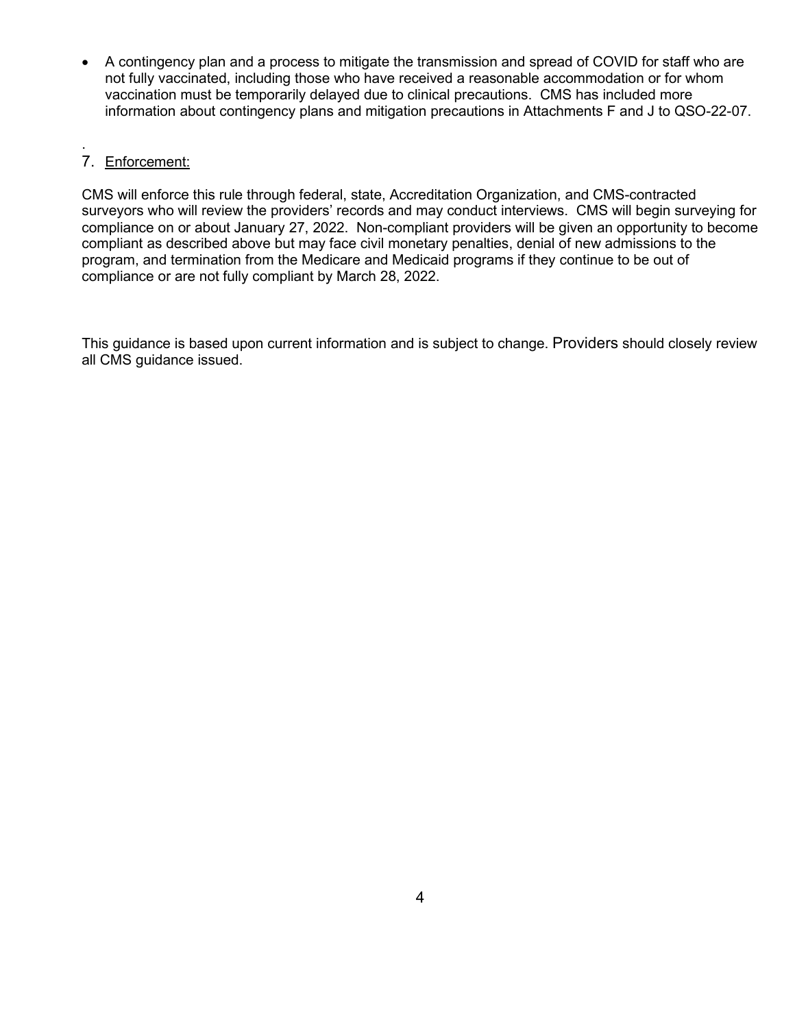- A contingency plan and a process to mitigate the transmission and spread of COVID for staff who are not fully vaccinated, including those who have received a reasonable accommodation or for whom vaccination must be temporarily delayed due to clinical precautions. CMS has included more information about contingency plans and mitigation precautions in Attachments F and J to QSO-22-07.

.

7. Enforcement:

CMS will enforce this rule through federal, state, Accreditation Organization, and CMS-contracted surveyors who will review the providers' records and may conduct interviews. CMS will begin surveying for compliance on or about January 27, 2022. Non-compliant providers will be given an opportunity to become compliant as described above but may face civil monetary penalties, denial of new admissions to the program, and termination from the Medicare and Medicaid programs if they continue to be out of compliance or are not fully compliant by March 28, 2022.

This guidance is based upon current information and is subject to change. Providers should closely review all CMS guidance issued.